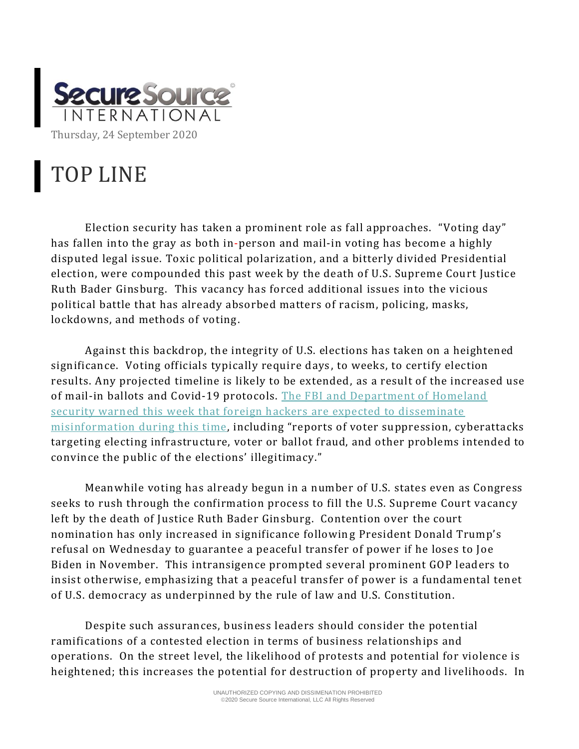Secure Source INTERNATIONAL

Thursday, 24 September 2020

# TOP LINE

Election security has taken a prominent role as fall approaches. "Voting day" has fallen into the gray as both in-person and mail-in voting has become a highly disputed legal issue. Toxic political polarization, and a bitterly divided Presidential election, were compounded this past week by the death of U.S. Supreme Court Justice Ruth Bader Ginsburg. This vacancy has forced additional issues into the vicious political battle that has already absorbed matters of racism, policing, masks, lockdowns, and methods of voting.

Against this backdrop, the integrity of U.S. elections has taken on a heightened significance. Voting officials typically require days, to weeks, to certify election results. Any projected timeline is likely to be extended, as a result of the increased use of mail-in ballots and Covid-19 protocols. The FBI and Department of Homeland security warned this week that foreign hackers are expected to disseminate misinformation during this time, including "reports of voter suppression, cyberattacks targeting electing infrastructure, voter or ballot fraud, and other problems intended to convince the public of the elections' illegitimacy."

Meanwhile voting has already begun in a number of U.S. states even as Congress seeks to rush through the confirmation process to fill the U.S. Supreme Court vacancy left by the death of Justice Ruth Bader Ginsburg. Contention over the court nomination has only increased in significance following President Donald Trump's refusal on Wednesday to guarantee a peaceful transfer of power if he loses to Joe Biden in November. This intransigence prompted several prominent GOP leaders to insist otherwise, emphasizing that a peaceful transfer of power is a fundamental tenet of U.S. democracy as underpinned by the rule of law and U.S. Constitution.

Despite such assurances, business leaders should consider the potential ramifications of a contested election in terms of business relationships and operations. On the street level, the likelihood of protests and potential for violence is heightened; this increases the potential for destruction of property and livelihoods. In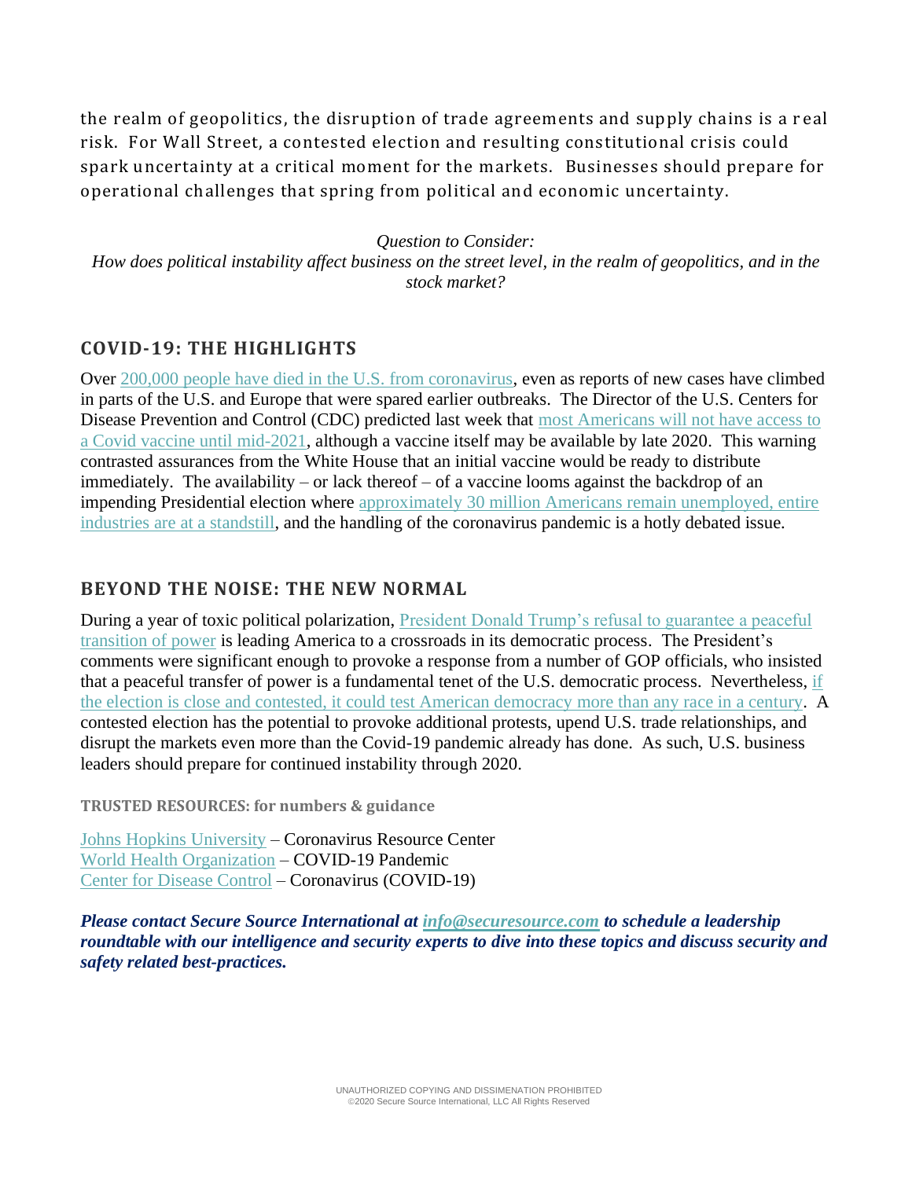the realm of geopolitics, the disruption of trade agreements and supply chains is a real risk. For Wall Street, a contested election and resulting constitutional crisis could spark uncertainty at a critical moment for the markets. Businesses should prepare for operational challenges that spring from political and economic uncertainty.

*Question to Consider:*
*How does political instability affect business on the street level, in the realm of geopolitics, and in the stock market?*

## COVID-19: THE HIGHLIGHTS

Over 200,000 people have died in the U.S. from coronavirus, even as reports of new cases have climbed in parts of the U.S. and Europe that were spared earlier outbreaks. The Director of the U.S. Centers for Disease Prevention and Control (CDC) predicted last week that most Americans will not have access to a Covid vaccine until mid-2021, although a vaccine itself may be available by late 2020. This warning contrasted assurances from the White House that an initial vaccine would be ready to distribute immediately. The availability – or lack thereof – of a vaccine looms against the backdrop of an impending Presidential election where approximately 30 million Americans remain unemployed, entire industries are at a standstill, and the handling of the coronavirus pandemic is a hotly debated issue.

## BEYOND THE NOISE: THE NEW NORMAL

During a year of toxic political polarization, President Donald Trump's refusal to guarantee a peaceful transition of power is leading America to a crossroads in its democratic process. The President's comments were significant enough to provoke a response from a number of GOP officials, who insisted that a peaceful transfer of power is a fundamental tenet of the U.S. democratic process. Nevertheless, if the election is close and contested, it could test American democracy more than any race in a century. A contested election has the potential to provoke additional protests, upend U.S. trade relationships, and disrupt the markets even more than the Covid-19 pandemic already has done. As such, U.S. business leaders should prepare for continued instability through 2020.

**TRUSTED RESOURCES: for numbers & guidance**

Johns Hopkins University – Coronavirus Resource Center
World Health Organization – COVID-19 Pandemic
Center for Disease Control – Coronavirus (COVID-19)

***Please contact Secure Source International at info@securesource.com to schedule a leadership roundtable with our intelligence and security experts to dive into these topics and discuss security and safety related best-practices.***

UNAUTHORIZED COPYING AND DISSIMENATION PROHIBITED
©2020 Secure Source International, LLC All Rights Reserved